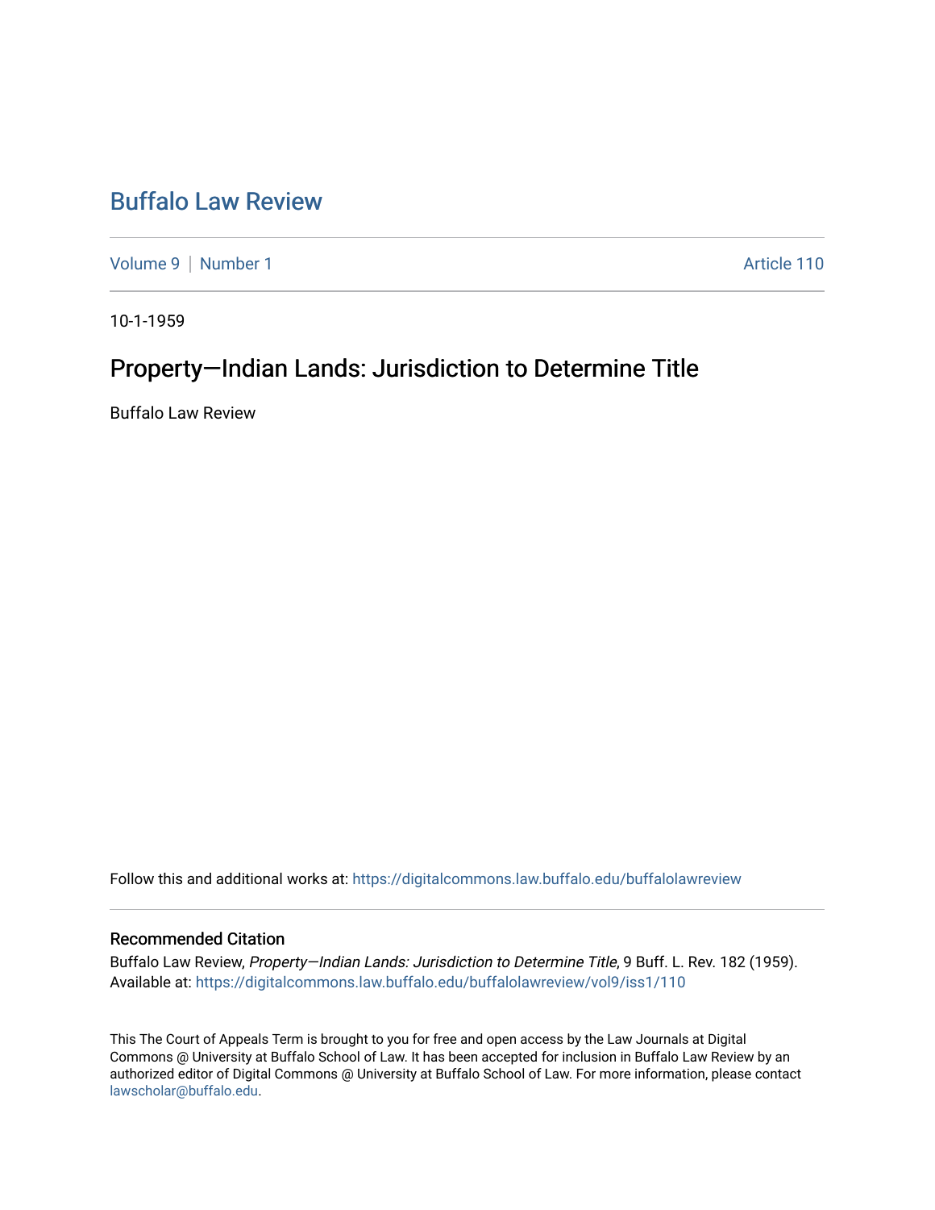# Buffalo Law Review

Volume 9 | Number 1 — Article 110

10-1-1959

## Property—Indian Lands: Jurisdiction to Determine Title

Buffalo Law Review

Follow this and additional works at: https://digitalcommons.law.buffalo.edu/buffalolawreview

### Recommended Citation

Buffalo Law Review, *Property—Indian Lands: Jurisdiction to Determine Title*, 9 Buff. L. Rev. 182 (1959).
Available at: https://digitalcommons.law.buffalo.edu/buffalolawreview/vol9/iss1/110

This The Court of Appeals Term is brought to you for free and open access by the Law Journals at Digital Commons @ University at Buffalo School of Law. It has been accepted for inclusion in Buffalo Law Review by an authorized editor of Digital Commons @ University at Buffalo School of Law. For more information, please contact lawscholar@buffalo.edu.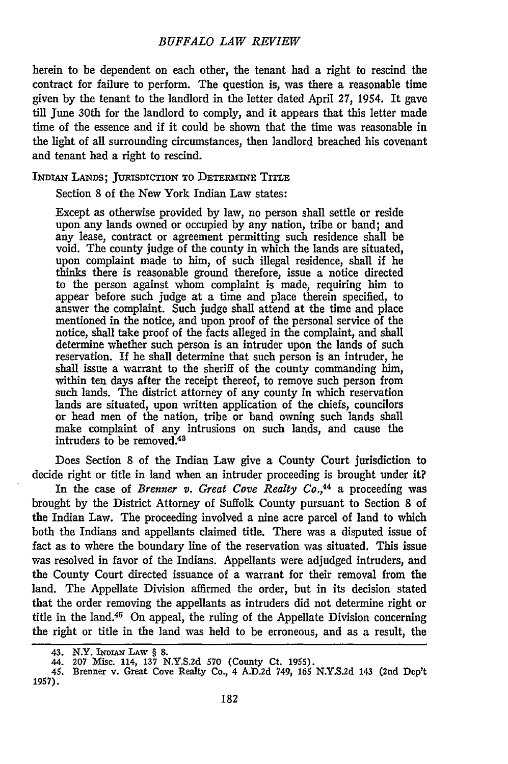herein to be dependent on each other, the tenant had a right to rescind the contract for failure to perform. The question is, was there a reasonable time given by the tenant to the landlord in the letter dated April 27, 1954. It gave till June 30th for the landlord to comply, and it appears that this letter made time of the essence and if it could be shown that the time was reasonable in the light of all surrounding circumstances, then landlord breached his covenant and tenant had a right to rescind.

INDIAN LANDS; JURISDICTION TO DETERMINE TITLE

Section 8 of the New York Indian Law states:

> Except as otherwise provided by law, no person shall settle or reside upon any lands owned or occupied by any nation, tribe or band; and any lease, contract or agreement permitting such residence shall be void. The county judge of the county in which the lands are situated, upon complaint made to him, of such illegal residence, shall if he thinks there is reasonable ground therefore, issue a notice directed to the person against whom complaint is made, requiring him to appear before such judge at a time and place therein specified, to answer the complaint. Such judge shall attend at the time and place mentioned in the notice, and upon proof of the personal service of the notice, shall take proof of the facts alleged in the complaint, and shall determine whether such person is an intruder upon the lands of such reservation. If he shall determine that such person is an intruder, he shall issue a warrant to the sheriff of the county commanding him, within ten days after the receipt thereof, to remove such person from such lands. The district attorney of any county in which reservation lands are situated, upon written application of the chiefs, councilors or head men of the nation, tribe or band owning such lands shall make complaint of any intrusions on such lands, and cause the intruders to be removed.[43]

Does Section 8 of the Indian Law give a County Court jurisdiction to decide right or title in land when an intruder proceeding is brought under it?

In the case of *Brenner v. Great Cove Realty Co.*,[44] a proceeding was brought by the District Attorney of Suffolk County pursuant to Section 8 of the Indian Law. The proceeding involved a nine acre parcel of land to which both the Indians and appellants claimed title. There was a disputed issue of fact as to where the boundary line of the reservation was situated. This issue was resolved in favor of the Indians. Appellants were adjudged intruders, and the County Court directed issuance of a warrant for their removal from the land. The Appellate Division affirmed the order, but in its decision stated that the order removing the appellants as intruders did not determine right or title in the land.[45] On appeal, the ruling of the Appellate Division concerning the right or title in the land was held to be erroneous, and as a result, the

---

43. N.Y. INDIAN LAW § 8.

44. 207 Misc. 114, 137 N.Y.S.2d 570 (County Ct. 1955).

45. Brenner v. Great Cove Realty Co., 4 A.D.2d 749, 165 N.Y.S.2d 143 (2nd Dep't 1957).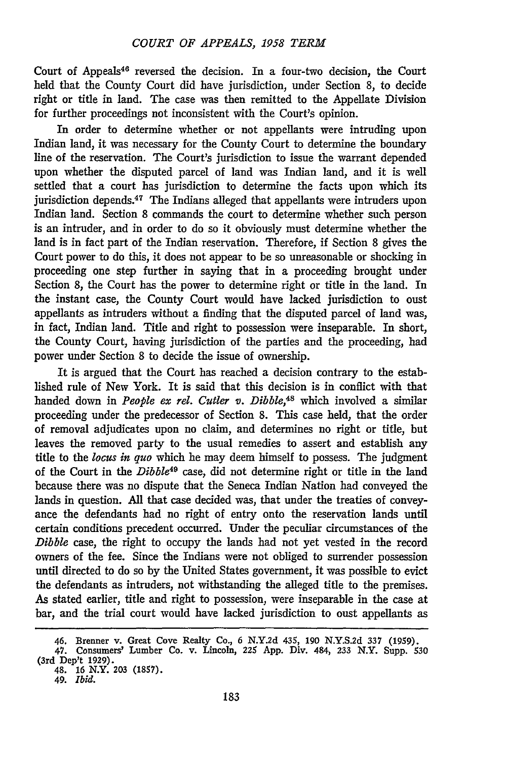Court of Appeals[46] reversed the decision. In a four-two decision, the Court held that the County Court did have jurisdiction, under Section 8, to decide right or title in land. The case was then remitted to the Appellate Division for further proceedings not inconsistent with the Court's opinion.

In order to determine whether or not appellants were intruding upon Indian land, it was necessary for the County Court to determine the boundary line of the reservation. The Court's jurisdiction to issue the warrant depended upon whether the disputed parcel of land was Indian land, and it is well settled that a court has jurisdiction to determine the facts upon which its jurisdiction depends.[47] The Indians alleged that appellants were intruders upon Indian land. Section 8 commands the court to determine whether such person is an intruder, and in order to do so it obviously must determine whether the land is in fact part of the Indian reservation. Therefore, if Section 8 gives the Court power to do this, it does not appear to be so unreasonable or shocking in proceeding one step further in saying that in a proceeding brought under Section 8, the Court has the power to determine right or title in the land. In the instant case, the County Court would have lacked jurisdiction to oust appellants as intruders without a finding that the disputed parcel of land was, in fact, Indian land. Title and right to possession were inseparable. In short, the County Court, having jurisdiction of the parties and the proceeding, had power under Section 8 to decide the issue of ownership.

It is argued that the Court has reached a decision contrary to the established rule of New York. It is said that this decision is in conflict with that handed down in *People ex rel. Cutler v. Dibble*,[48] which involved a similar proceeding under the predecessor of Section 8. This case held, that the order of removal adjudicates upon no claim, and determines no right or title, but leaves the removed party to the usual remedies to assert and establish any title to the *locus in quo* which he may deem himself to possess. The judgment of the Court in the *Dibble*[49] case, did not determine right or title in the land because there was no dispute that the Seneca Indian Nation had conveyed the lands in question. All that case decided was, that under the treaties of conveyance the defendants had no right of entry onto the reservation lands until certain conditions precedent occurred. Under the peculiar circumstances of the *Dibble* case, the right to occupy the lands had not yet vested in the record owners of the fee. Since the Indians were not obliged to surrender possession until directed to do so by the United States government, it was possible to evict the defendants as intruders, not withstanding the alleged title to the premises. As stated earlier, title and right to possession, were inseparable in the case at bar, and the trial court would have lacked jurisdiction to oust appellants as

---

46. Brenner v. Great Cove Realty Co., 6 N.Y.2d 435, 190 N.Y.S.2d 337 (1959).

47. Consumers' Lumber Co. v. Lincoln, 225 App. Div. 484, 233 N.Y. Supp. 530 (3rd Dep't 1929).

48. 16 N.Y. 203 (1857).

49. *Ibid.*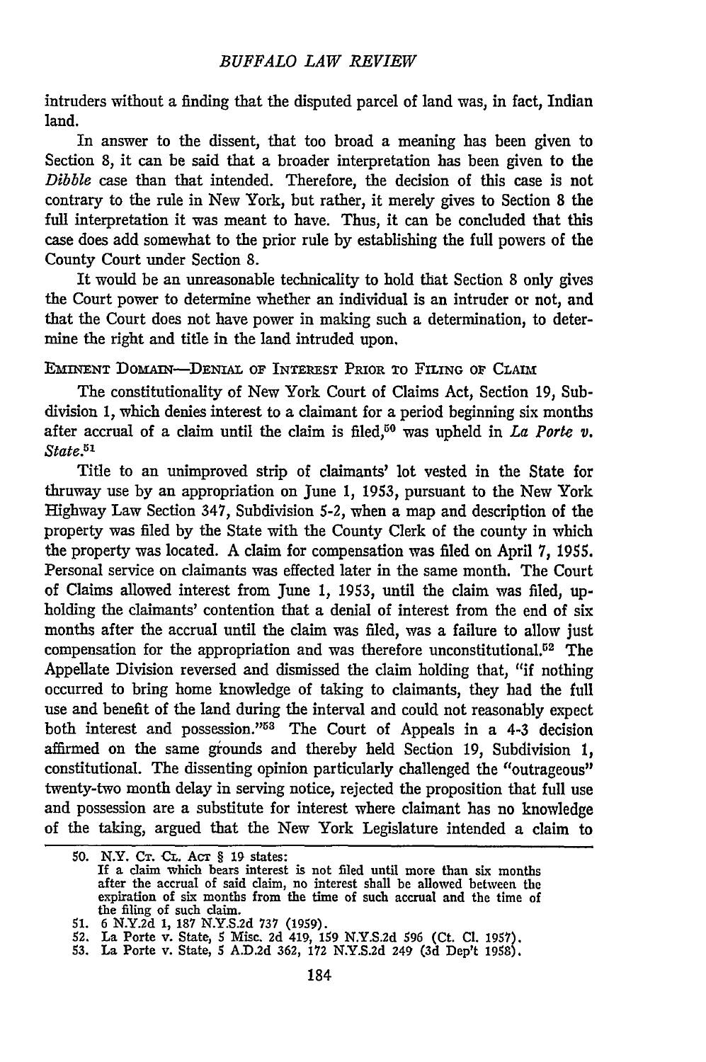intruders without a finding that the disputed parcel of land was, in fact, Indian land.

In answer to the dissent, that too broad a meaning has been given to Section 8, it can be said that a broader interpretation has been given to the *Dibble* case than that intended. Therefore, the decision of this case is not contrary to the rule in New York, but rather, it merely gives to Section 8 the full interpretation it was meant to have. Thus, it can be concluded that this case does add somewhat to the prior rule by establishing the full powers of the County Court under Section 8.

It would be an unreasonable technicality to hold that Section 8 only gives the Court power to determine whether an individual is an intruder or not, and that the Court does not have power in making such a determination, to determine the right and title in the land intruded upon.

EMINENT DOMAIN—DENIAL OF INTEREST PRIOR TO FILING OF CLAIM

The constitutionality of New York Court of Claims Act, Section 19, Subdivision 1, which denies interest to a claimant for a period beginning six months after accrual of a claim until the claim is filed,[50] was upheld in *La Porte v. State*.[51]

Title to an unimproved strip of claimants' lot vested in the State for thruway use by an appropriation on June 1, 1953, pursuant to the New York Highway Law Section 347, Subdivision 5-2, when a map and description of the property was filed by the State with the County Clerk of the county in which the property was located. A claim for compensation was filed on April 7, 1955. Personal service on claimants was effected later in the same month. The Court of Claims allowed interest from June 1, 1953, until the claim was filed, upholding the claimants' contention that a denial of interest from the end of six months after the accrual until the claim was filed, was a failure to allow just compensation for the appropriation and was therefore unconstitutional.[52] The Appellate Division reversed and dismissed the claim holding that, "if nothing occurred to bring home knowledge of taking to claimants, they had the full use and benefit of the land during the interval and could not reasonably expect both interest and possession."[53] The Court of Appeals in a 4-3 decision affirmed on the same grounds and thereby held Section 19, Subdivision 1, constitutional. The dissenting opinion particularly challenged the "outrageous" twenty-two month delay in serving notice, rejected the proposition that full use and possession are a substitute for interest where claimant has no knowledge of the taking, argued that the New York Legislature intended a claim to

---

50. N.Y. CT. CL. ACT § 19 states:
If a claim which bears interest is not filed until more than six months after the accrual of said claim, no interest shall be allowed between the expiration of six months from the time of such accrual and the time of the filing of such claim.
51. 6 N.Y.2d 1, 187 N.Y.S.2d 737 (1959).
52. La Porte v. State, 5 Misc. 2d 419, 159 N.Y.S.2d 596 (Ct. Cl. 1957).
53. La Porte v. State, 5 A.D.2d 362, 172 N.Y.S.2d 249 (3d Dep't 1958).